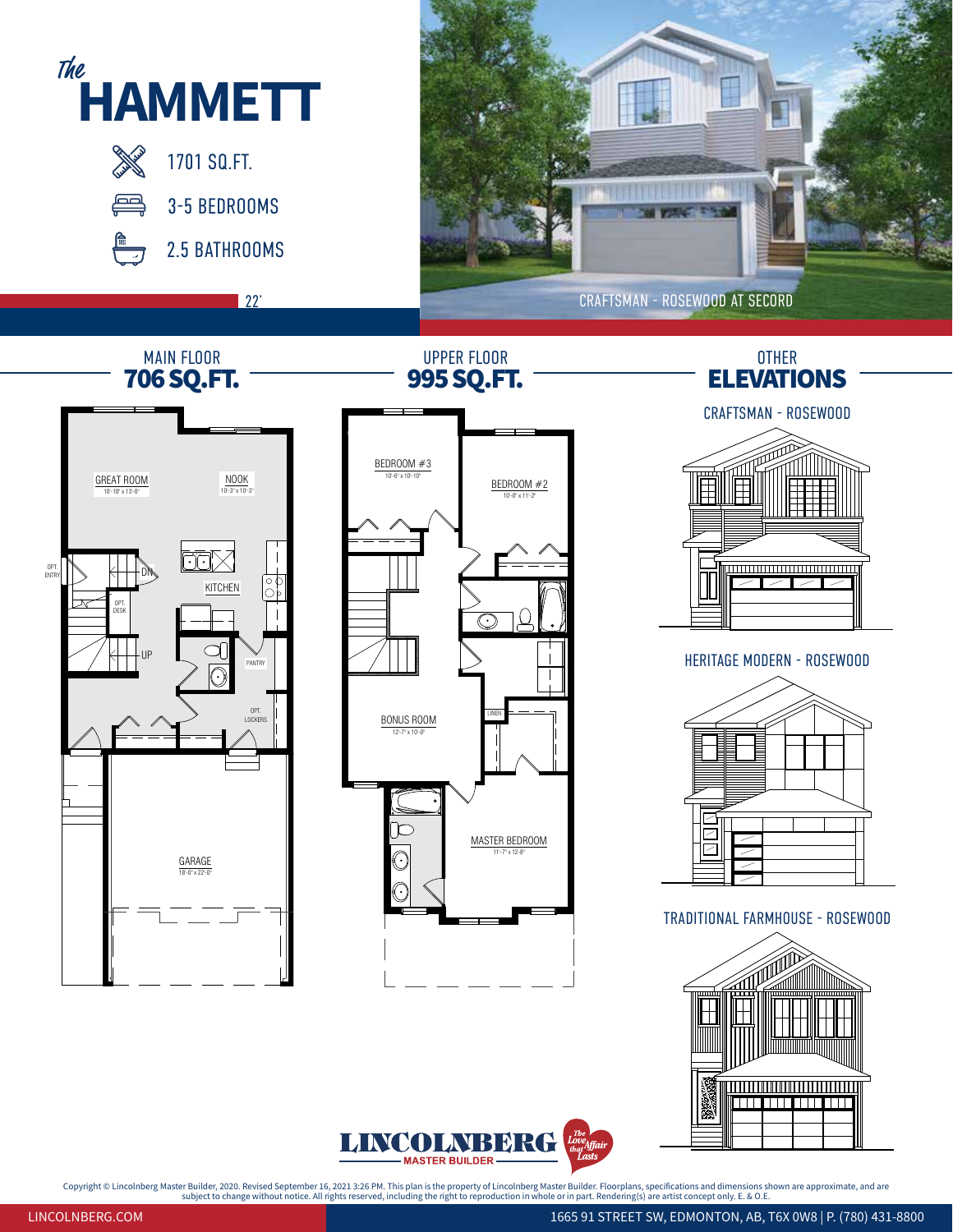# *The* HAMMETT

1701 SQ.FT.

3-5 BEDROOMS

2.5 BATHROOMS

22'

CRAFTSMAN - ROSEWOOD AT SECORD

## MAIN FLOOR
**706 SQ.FT.**

GREAT ROOM
10'-10" x 13'-0"

NOOK
10'-3" x 10'-3"

KITCHEN

OPT. ENTRY

DN

OPT. DESK

UP

PANTRY

OPT. LOCKERS

GARAGE
18'-0" x 22'-0"

## UPPER FLOOR
**995 SQ.FT.**

BEDROOM #3
10'-6" x 10'-10"

BEDROOM #2
10'-0" x 11'-2"

BONUS ROOM
12'-7" x 10'-0"

LINEN

MASTER BEDROOM
11'-7" x 12'-8"

## OTHER ELEVATIONS

CRAFTSMAN - ROSEWOOD

HERITAGE MODERN - ROSEWOOD

TRADITIONAL FARMHOUSE - ROSEWOOD

LINCOLNBERG MASTER BUILDER — The Love Affair that Lasts

Copyright © Lincolnberg Master Builder, 2020. Revised September 16, 2021 3:26 PM. This plan is the property of Lincolnberg Master Builder. Floorplans, specifications and dimensions shown are approximate, and are subject to change without notice. All rights reserved, including the right to reproduction in whole or in part. Rendering(s) are artist concept only. E. & O.E.

LINCOLNBERG.COM

1665 91 STREET SW, EDMONTON, AB, T6X 0W8 | P. (780) 431-8800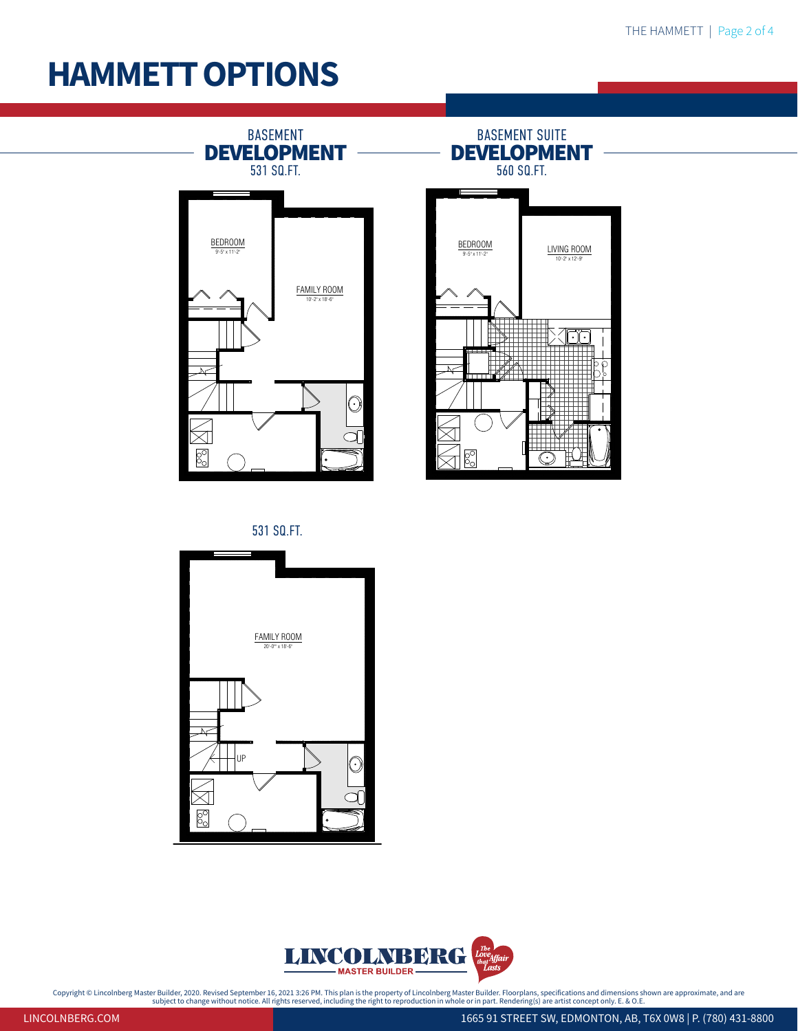# HAMMETT OPTIONS

## BASEMENT DEVELOPMENT
531 SQ.FT.

BEDROOM
9'-5" x 11'-2"

FAMILY ROOM
10'-2" x 18'-6"

## BASEMENT SUITE DEVELOPMENT
560 SQ.FT.

BEDROOM
9'-5" x 11'-2"

LIVING ROOM
10'-2" x 12'-9"

531 SQ.FT.

FAMILY ROOM
20'-0" x 18'-6"

UP

LINCOLNBERG MASTER BUILDER — The Love Affair that Lasts

Copyright © Lincolnberg Master Builder, 2020. Revised September 16, 2021 3:26 PM. This plan is the property of Lincolnberg Master Builder. Floorplans, specifications and dimensions shown are approximate, and are subject to change without notice. All rights reserved, including the right to reproduction in whole or in part. Rendering(s) are artist concept only. E. & O.E.

LINCOLNBERG.COM

1665 91 STREET SW, EDMONTON, AB, T6X 0W8 | P. (780) 431-8800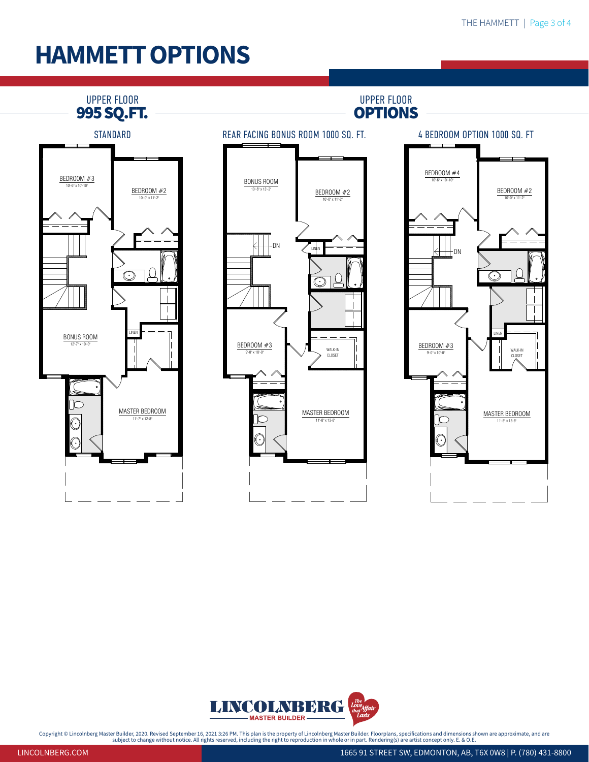# HAMMETT OPTIONS

## UPPER FLOOR 995 SQ.FT.

### STANDARD

BEDROOM #3
10'-6" x 10'-10"

BEDROOM #2
10'-0" x 11'-2"

BONUS ROOM
12'-7" x 10'-0"

LINEN

MASTER BEDROOM
11'-7" x 12'-8"

## UPPER FLOOR OPTIONS

### REAR FACING BONUS ROOM 1000 SQ. FT.

BONUS ROOM
10'-6" x 13'-2"

BEDROOM #2
10'-0" x 11'-2"

DN

LINEN

BEDROOM #3
9'-0" x 10'-0"

WALK-IN CLOSET

MASTER BEDROOM
11'-8" x 13'-8"

### 4 BEDROOM OPTION 1000 SQ. FT

BEDROOM #4
10'-6" x 10'-10"

BEDROOM #2
10'-0" x 11'-2"

DN

LINEN

BEDROOM #3
9'-0" x 10'-0"

WALK-IN CLOSET

MASTER BEDROOM
11'-8" x 13'-8"

LINCOLNBERG MASTER BUILDER — The Love Affair that Lasts

Copyright © Lincolnberg Master Builder, 2020. Revised September 16, 2021 3:26 PM. This plan is the property of Lincolnberg Master Builder. Floorplans, specifications and dimensions shown are approximate, and are subject to change without notice. All rights reserved, including the right to reproduction in whole or in part. Rendering(s) are artist concept only. E. & O.E.

LINCOLNBERG.COM | 1665 91 STREET SW, EDMONTON, AB, T6X 0W8 | P. (780) 431-8800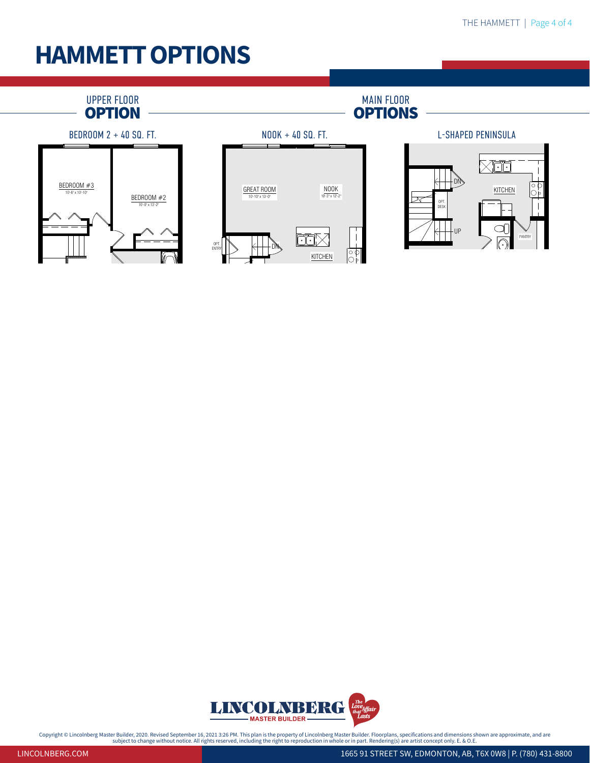# HAMMETT OPTIONS

## UPPER FLOOR OPTION

### BEDROOM 2 + 40 SQ. FT.

BEDROOM #3
10'-6" x 10'-10"

BEDROOM #2
10'-0" x 13'-2"

## MAIN FLOOR OPTIONS

### NOOK + 40 SQ. FT.

GREAT ROOM
10'-10" x 13'-0"

NOOK
10'-3" x 12'-2"

OPT. ENTRY

DN

KITCHEN

### L-SHAPED PENINSULA

DN

OPT. DESK

UP

KITCHEN

PANTRY

Copyright © Lincolnberg Master Builder, 2020. Revised September 16, 2021 3:26 PM. This plan is the property of Lincolnberg Master Builder. Floorplans, specifications and dimensions shown are approximate, and are subject to change without notice. All rights reserved, including the right to reproduction in whole or in part. Rendering(s) are artist concept only. E. & O.E.

LINCOLNBERG.COM

1665 91 STREET SW, EDMONTON, AB, T6X 0W8 | P. (780) 431-8800